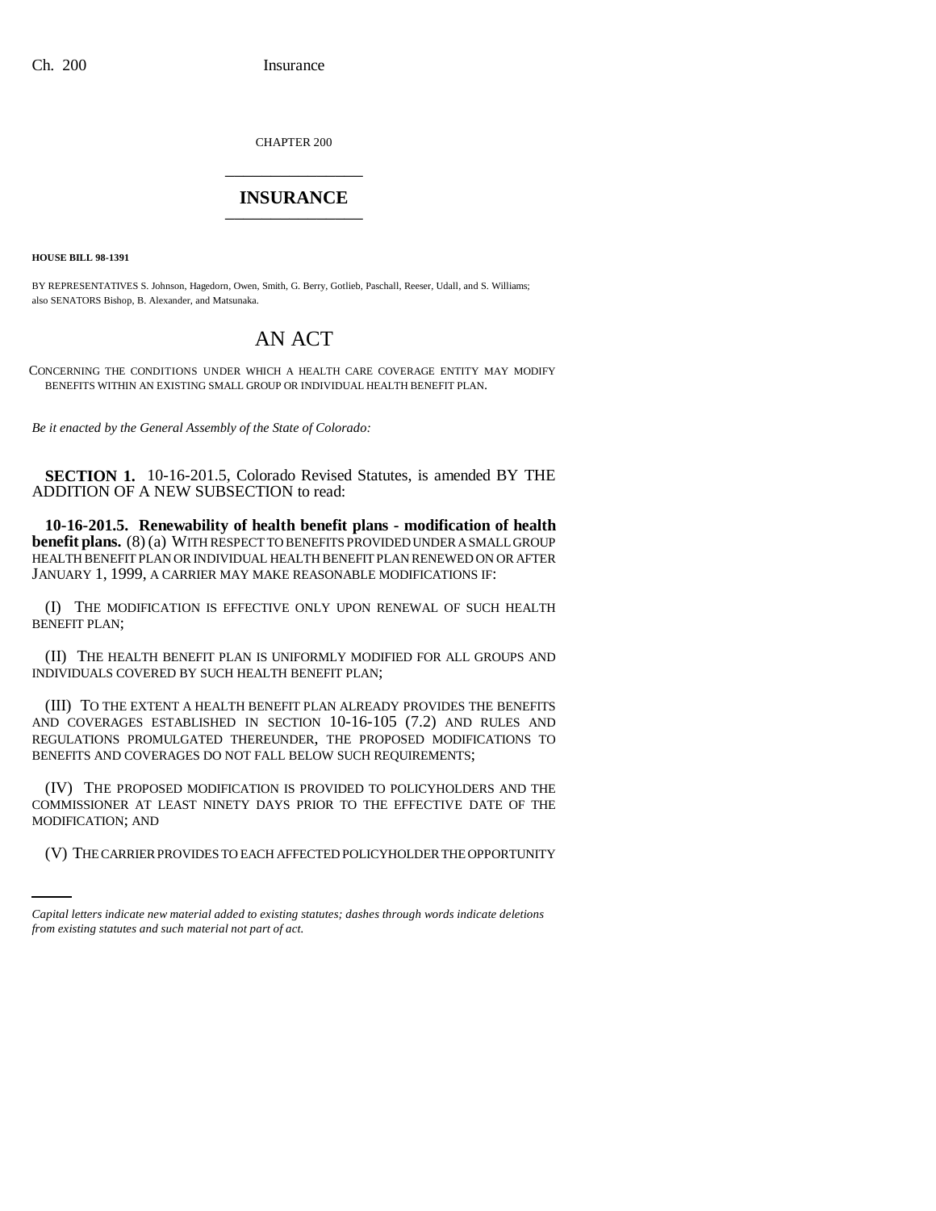CHAPTER 200

# INSURANCE

**HOUSE BILL 98-1391**

BY REPRESENTATIVES S. Johnson, Hagedorn, Owen, Smith, G. Berry, Gotlieb, Paschall, Reeser, Udall, and S. Williams; also SENATORS Bishop, B. Alexander, and Matsunaka.

## AN ACT

CONCERNING THE CONDITIONS UNDER WHICH A HEALTH CARE COVERAGE ENTITY MAY MODIFY BENEFITS WITHIN AN EXISTING SMALL GROUP OR INDIVIDUAL HEALTH BENEFIT PLAN.

*Be it enacted by the General Assembly of the State of Colorado:*

**SECTION 1.** 10-16-201.5, Colorado Revised Statutes, is amended BY THE ADDITION OF A NEW SUBSECTION to read:

**10-16-201.5. Renewability of health benefit plans - modification of health benefit plans.** (8) (a) WITH RESPECT TO BENEFITS PROVIDED UNDER A SMALL GROUP HEALTH BENEFIT PLAN OR INDIVIDUAL HEALTH BENEFIT PLAN RENEWED ON OR AFTER JANUARY 1, 1999, A CARRIER MAY MAKE REASONABLE MODIFICATIONS IF:

(I) THE MODIFICATION IS EFFECTIVE ONLY UPON RENEWAL OF SUCH HEALTH BENEFIT PLAN;

(II) THE HEALTH BENEFIT PLAN IS UNIFORMLY MODIFIED FOR ALL GROUPS AND INDIVIDUALS COVERED BY SUCH HEALTH BENEFIT PLAN;

(III) TO THE EXTENT A HEALTH BENEFIT PLAN ALREADY PROVIDES THE BENEFITS AND COVERAGES ESTABLISHED IN SECTION 10-16-105 (7.2) AND RULES AND REGULATIONS PROMULGATED THEREUNDER, THE PROPOSED MODIFICATIONS TO BENEFITS AND COVERAGES DO NOT FALL BELOW SUCH REQUIREMENTS;

(IV) THE PROPOSED MODIFICATION IS PROVIDED TO POLICYHOLDERS AND THE COMMISSIONER AT LEAST NINETY DAYS PRIOR TO THE EFFECTIVE DATE OF THE MODIFICATION; AND

(V) THE CARRIER PROVIDES TO EACH AFFECTED POLICYHOLDER THE OPPORTUNITY

*Capital letters indicate new material added to existing statutes; dashes through words indicate deletions from existing statutes and such material not part of act.*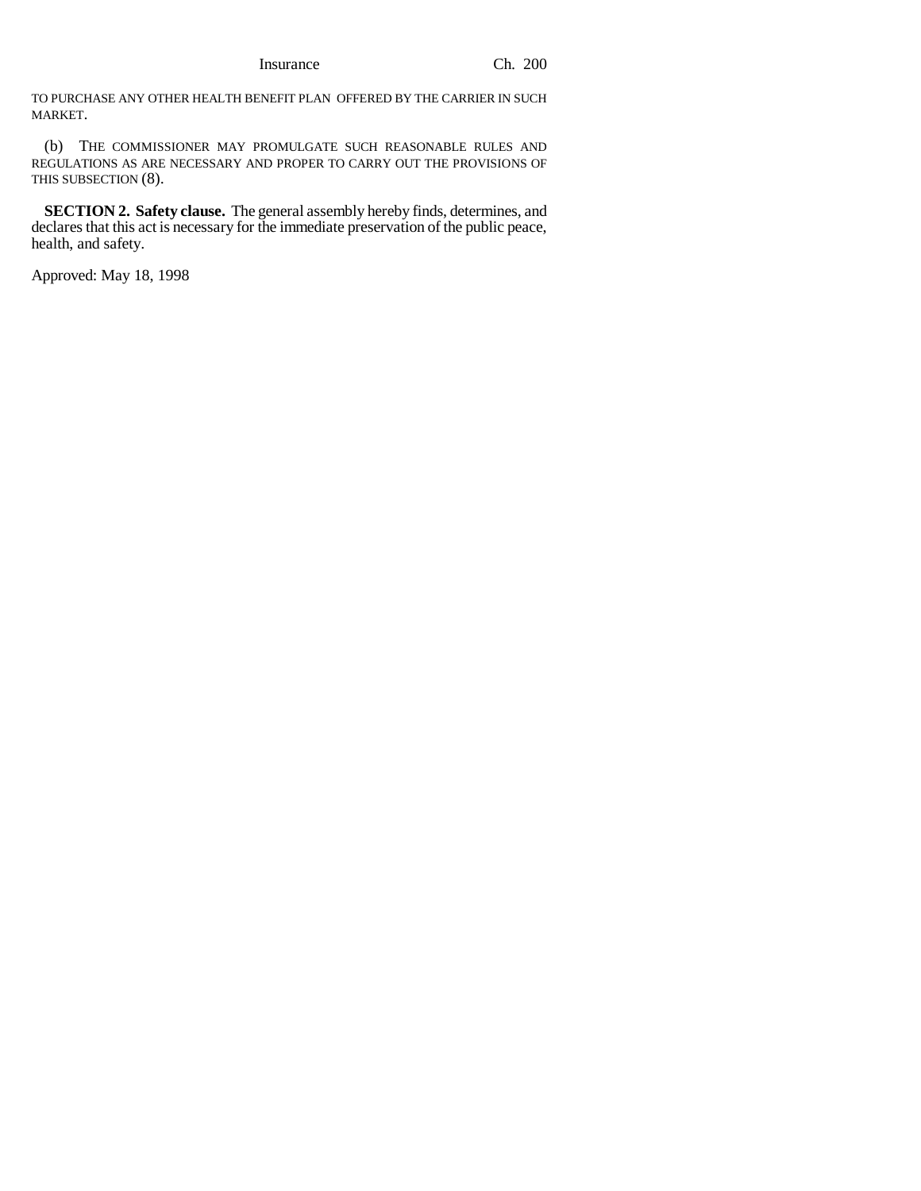TO PURCHASE ANY OTHER HEALTH BENEFIT PLAN OFFERED BY THE CARRIER IN SUCH MARKET.

(b) THE COMMISSIONER MAY PROMULGATE SUCH REASONABLE RULES AND REGULATIONS AS ARE NECESSARY AND PROPER TO CARRY OUT THE PROVISIONS OF THIS SUBSECTION (8).

**SECTION 2. Safety clause.** The general assembly hereby finds, determines, and declares that this act is necessary for the immediate preservation of the public peace, health, and safety.

Approved: May 18, 1998